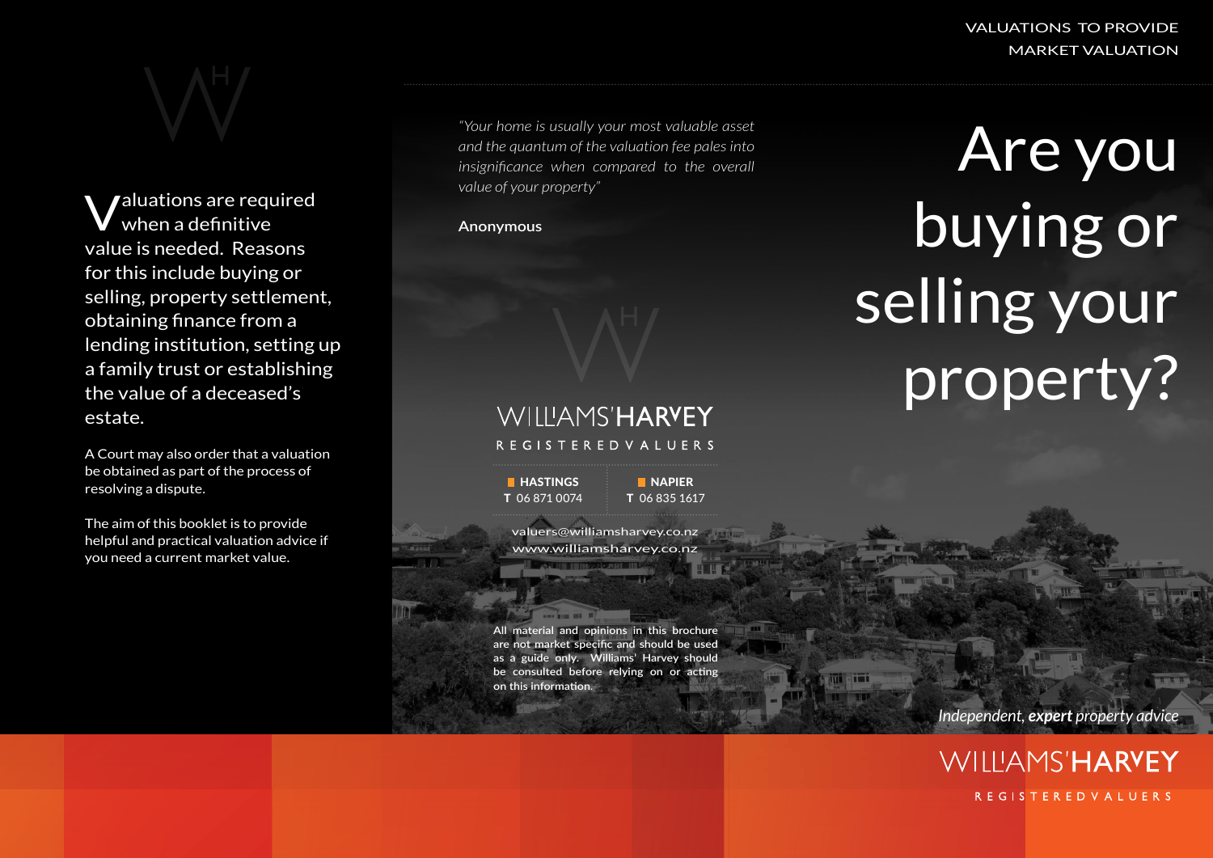Valuations are required when a definitive value is needed. Reasons for this include buying or selling, property settlement, obtaining finance from a lending institution, setting up a family trust or establishing the value of a deceased's estate.

A Court may also order that a valuation be obtained as part of the process of resolving a dispute.

The aim of this booklet is to provide helpful and practical valuation advice if you need a current market value.

*"Your home is usually your most valuable asset and the quantum of the valuation fee pales into insignificance when compared to the overall value of your property"*

**Anonymous**

WILLIAMS'**HARVEY**

REGISTERED VALUERS

| **HASTINGS** | **NAPIER** |
|---|---|
| **T** 06 871 0074 | **T** 06 835 1617 |

valuers@williamsharvey.co.nz
www.williamsharvey.co.nz

**All material and opinions in this brochure are not market specific and should be used as a guide only. Williams' Harvey should be consulted before relying on or acting on this information.**

VALUATIONS TO PROVIDE MARKET VALUATION

# Are you buying or selling your property?

*Independent, **expert** property advice*

WILLIAMS'**HARVEY**

REGISTERED VALUERS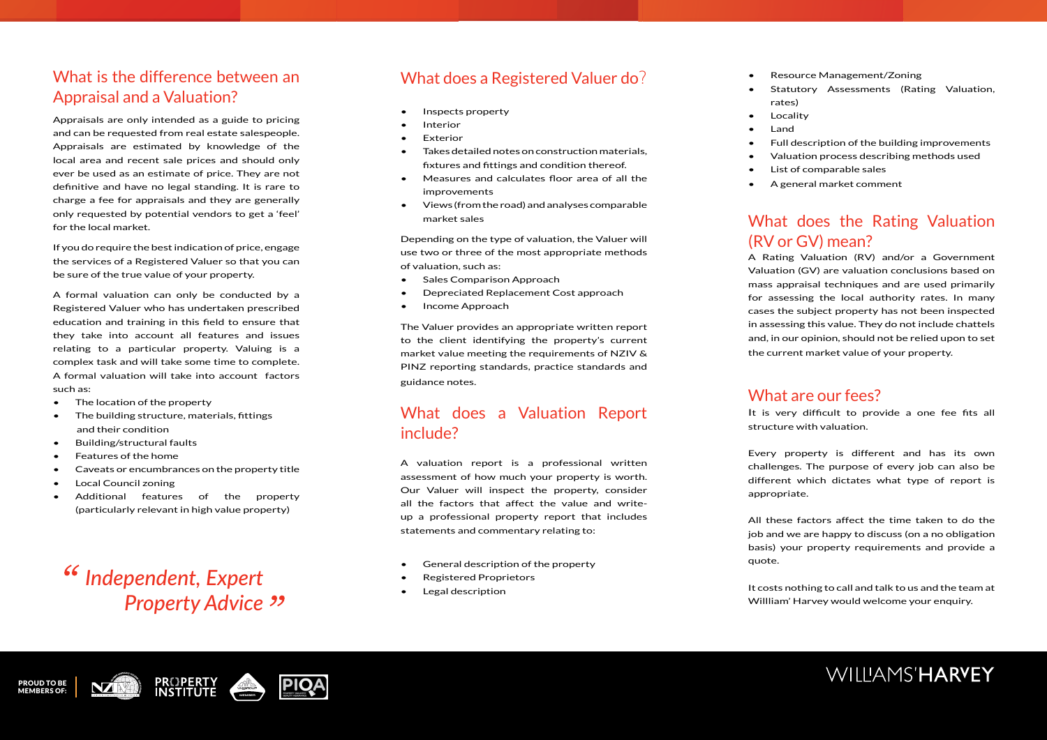## What is the difference between an Appraisal and a Valuation?

Appraisals are only intended as a guide to pricing and can be requested from real estate salespeople. Appraisals are estimated by knowledge of the local area and recent sale prices and should only ever be used as an estimate of price. They are not definitive and have no legal standing. It is rare to charge a fee for appraisals and they are generally only requested by potential vendors to get a 'feel' for the local market.

If you do require the best indication of price, engage the services of a Registered Valuer so that you can be sure of the true value of your property.

A formal valuation can only be conducted by a Registered Valuer who has undertaken prescribed education and training in this field to ensure that they take into account all features and issues relating to a particular property. Valuing is a complex task and will take some time to complete. A formal valuation will take into account factors such as:

- The location of the property
- The building structure, materials, fittings and their condition
- Building/structural faults
- Features of the home
- Caveats or encumbrances on the property title
- Local Council zoning
- Additional features of the property (particularly relevant in high value property)

*" Independent, Expert Property Advice "*

## What does a Registered Valuer do?

- Inspects property
- Interior
- Exterior
- Takes detailed notes on construction materials, fixtures and fittings and condition thereof.
- Measures and calculates floor area of all the improvements
- Views (from the road) and analyses comparable market sales

Depending on the type of valuation, the Valuer will use two or three of the most appropriate methods of valuation, such as:

- Sales Comparison Approach
- Depreciated Replacement Cost approach
- Income Approach

The Valuer provides an appropriate written report to the client identifying the property's current market value meeting the requirements of NZIV & PINZ reporting standards, practice standards and guidance notes.

## What does a Valuation Report include?

A valuation report is a professional written assessment of how much your property is worth. Our Valuer will inspect the property, consider all the factors that affect the value and write-up a professional property report that includes statements and commentary relating to:

- General description of the property
- Registered Proprietors
- Legal description
- Resource Management/Zoning
- Statutory Assessments (Rating Valuation, rates)
- Locality
- Land
- Full description of the building improvements
- Valuation process describing methods used
- List of comparable sales
- A general market comment

## What does the Rating Valuation (RV or GV) mean?

A Rating Valuation (RV) and/or a Government Valuation (GV) are valuation conclusions based on mass appraisal techniques and are used primarily for assessing the local authority rates. In many cases the subject property has not been inspected in assessing this value. They do not include chattels and, in our opinion, should not be relied upon to set the current market value of your property.

## What are our fees?

It is very difficult to provide a one fee fits all structure with valuation.

Every property is different and has its own challenges. The purpose of every job can also be different which dictates what type of report is appropriate.

All these factors affect the time taken to do the job and we are happy to discuss (on a no obligation basis) your property requirements and provide a quote.

It costs nothing to call and talk to us and the team at Willliam' Harvey would welcome your enquiry.

PROUD TO BE MEMBERS OF:

WILLIAMS'HARVEY